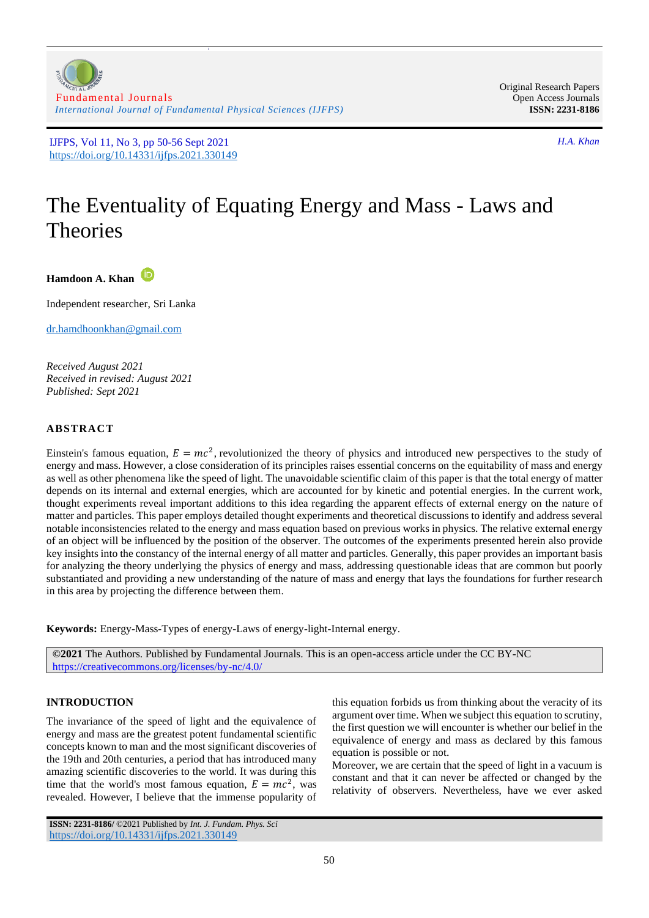# The Eventuality of Equating Energy and Mass - Laws and Theories

**Hamdoon A. Khan**

Independent researcher, Sri Lanka

dr.hamdhoonkhan@gmail.com

*Received August 2021*
*Received in revised: August 2021*
*Published: Sept 2021*

## ABSTRACT

Einstein's famous equation, $E = mc^2$, revolutionized the theory of physics and introduced new perspectives to the study of energy and mass. However, a close consideration of its principles raises essential concerns on the equitability of mass and energy as well as other phenomena like the speed of light. The unavoidable scientific claim of this paper is that the total energy of matter depends on its internal and external energies, which are accounted for by kinetic and potential energies. In the current work, thought experiments reveal important additions to this idea regarding the apparent effects of external energy on the nature of matter and particles. This paper employs detailed thought experiments and theoretical discussions to identify and address several notable inconsistencies related to the energy and mass equation based on previous works in physics. The relative external energy of an object will be influenced by the position of the observer. The outcomes of the experiments presented herein also provide key insights into the constancy of the internal energy of all matter and particles. Generally, this paper provides an important basis for analyzing the theory underlying the physics of energy and mass, addressing questionable ideas that are common but poorly substantiated and providing a new understanding of the nature of mass and energy that lays the foundations for further research in this area by projecting the difference between them.

**Keywords:** Energy-Mass-Types of energy-Laws of energy-light-Internal energy.

**©2021** The Authors. Published by Fundamental Journals. This is an open-access article under the CC BY-NC https://creativecommons.org/licenses/by-nc/4.0/

## INTRODUCTION

The invariance of the speed of light and the equivalence of energy and mass are the greatest potent fundamental scientific concepts known to man and the most significant discoveries of the 19th and 20th centuries, a period that has introduced many amazing scientific discoveries to the world. It was during this time that the world's most famous equation, $E = mc^2$, was revealed. However, I believe that the immense popularity of this equation forbids us from thinking about the veracity of its argument over time. When we subject this equation to scrutiny, the first question we will encounter is whether our belief in the equivalence of energy and mass as declared by this famous equation is possible or not.

Moreover, we are certain that the speed of light in a vacuum is constant and that it can never be affected or changed by the relativity of observers. Nevertheless, have we ever asked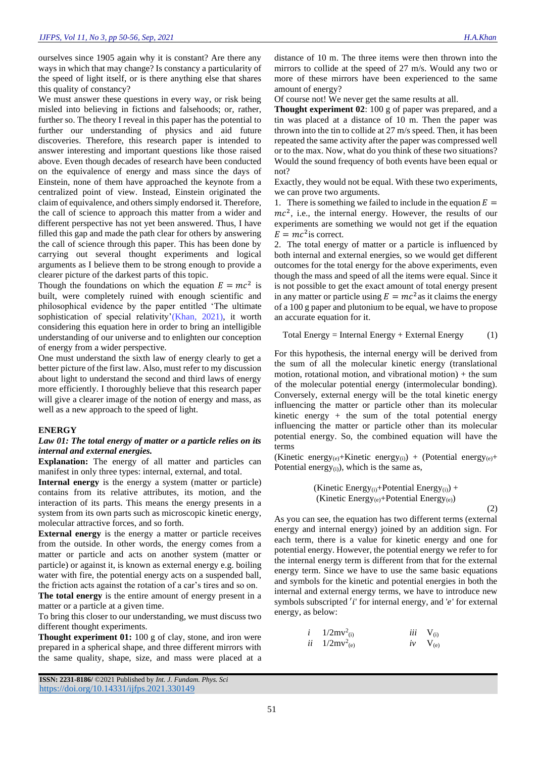ourselves since 1905 again why it is constant? Are there any ways in which that may change? Is constancy a particularity of the speed of light itself, or is there anything else that shares this quality of constancy?

We must answer these questions in every way, or risk being misled into believing in fictions and falsehoods; or, rather, further so. The theory I reveal in this paper has the potential to further our understanding of physics and aid future discoveries. Therefore, this research paper is intended to answer interesting and important questions like those raised above. Even though decades of research have been conducted on the equivalence of energy and mass since the days of Einstein, none of them have approached the keynote from a centralized point of view. Instead, Einstein originated the claim of equivalence, and others simply endorsed it. Therefore, the call of science to approach this matter from a wider and different perspective has not yet been answered. Thus, I have filled this gap and made the path clear for others by answering the call of science through this paper. This has been done by carrying out several thought experiments and logical arguments as I believe them to be strong enough to provide a clearer picture of the darkest parts of this topic.

Though the foundations on which the equation $E = mc^2$ is built, were completely ruined with enough scientific and philosophical evidence by the paper entitled 'The ultimate sophistication of special relativity'(Khan, 2021), it worth considering this equation here in order to bring an intelligible understanding of our universe and to enlighten our conception of energy from a wider perspective.

One must understand the sixth law of energy clearly to get a better picture of the first law. Also, must refer to my discussion about light to understand the second and third laws of energy more efficiently. I thoroughly believe that this research paper will give a clearer image of the notion of energy and mass, as well as a new approach to the speed of light.

## ENERGY

***Law 01: The total energy of matter or a particle relies on its internal and external energies.***

**Explanation:** The energy of all matter and particles can manifest in only three types: internal, external, and total.

**Internal energy** is the energy a system (matter or particle) contains from its relative attributes, its motion, and the interaction of its parts. This means the energy presents in a system from its own parts such as microscopic kinetic energy, molecular attractive forces, and so forth.

**External energy** is the energy a matter or particle receives from the outside. In other words, the energy comes from a matter or particle and acts on another system (matter or particle) or against it, is known as external energy e.g. boiling water with fire, the potential energy acts on a suspended ball, the friction acts against the rotation of a car's tires and so on.

**The total energy** is the entire amount of energy present in a matter or a particle at a given time.

To bring this closer to our understanding, we must discuss two different thought experiments.

**Thought experiment 01:** 100 g of clay, stone, and iron were prepared in a spherical shape, and three different mirrors with the same quality, shape, size, and mass were placed at a distance of 10 m. The three items were then thrown into the mirrors to collide at the speed of 27 m/s. Would any two or more of these mirrors have been experienced to the same amount of energy?

Of course not! We never get the same results at all.

**Thought experiment 02**: 100 g of paper was prepared, and a tin was placed at a distance of 10 m. Then the paper was thrown into the tin to collide at 27 m/s speed. Then, it has been repeated the same activity after the paper was compressed well or to the max. Now, what do you think of these two situations? Would the sound frequency of both events have been equal or not?

Exactly, they would not be equal. With these two experiments, we can prove two arguments.

1. There is something we failed to include in the equation $E = mc^2$, i.e., the internal energy. However, the results of our experiments are something we would not get if the equation $E = mc^2$ is correct.
2. The total energy of matter or a particle is influenced by both internal and external energies, so we would get different outcomes for the total energy for the above experiments, even though the mass and speed of all the items were equal. Since it is not possible to get the exact amount of total energy present in any matter or particle using $E = mc^2$ as it claims the energy of a 100 g paper and plutonium to be equal, we have to propose an accurate equation for it.

$$\text{Total Energy} = \text{Internal Energy} + \text{External Energy} \qquad (1)$$

For this hypothesis, the internal energy will be derived from the sum of all the molecular kinetic energy (translational motion, rotational motion, and vibrational motion) + the sum of the molecular potential energy (intermolecular bonding). Conversely, external energy will be the total kinetic energy influencing the matter or particle other than its molecular kinetic energy + the sum of the total potential energy influencing the matter or particle other than its molecular potential energy. So, the combined equation will have the terms

(Kinetic energy$_{(e)}$+Kinetic energy$_{(i)}$) + (Potential energy$_{(e)}$+ Potential energy$_{(i)}$), which is the same as,

$$(\text{Kinetic Energy}_{(i)}+\text{Potential Energy}_{(i)}) + (\text{Kinetic Energy}_{(e)}+\text{Potential Energy}_{(e)}) \qquad (2)$$

As you can see, the equation has two different terms (external energy and internal energy) joined by an addition sign. For each term, there is a value for kinetic energy and one for potential energy. However, the potential energy we refer to for the internal energy term is different from that for the external energy term. Since we have to use the same basic equations and symbols for the kinetic and potential energies in both the internal and external energy terms, we have to introduce new symbols subscripted '$i$' for internal energy, and '$e$' for external energy, as below:

*i* $1/2mv^2_{(i)}$ *iii* $V_{(i)}$

*ii* $1/2mv^2_{(e)}$ *iv* $V_{(e)}$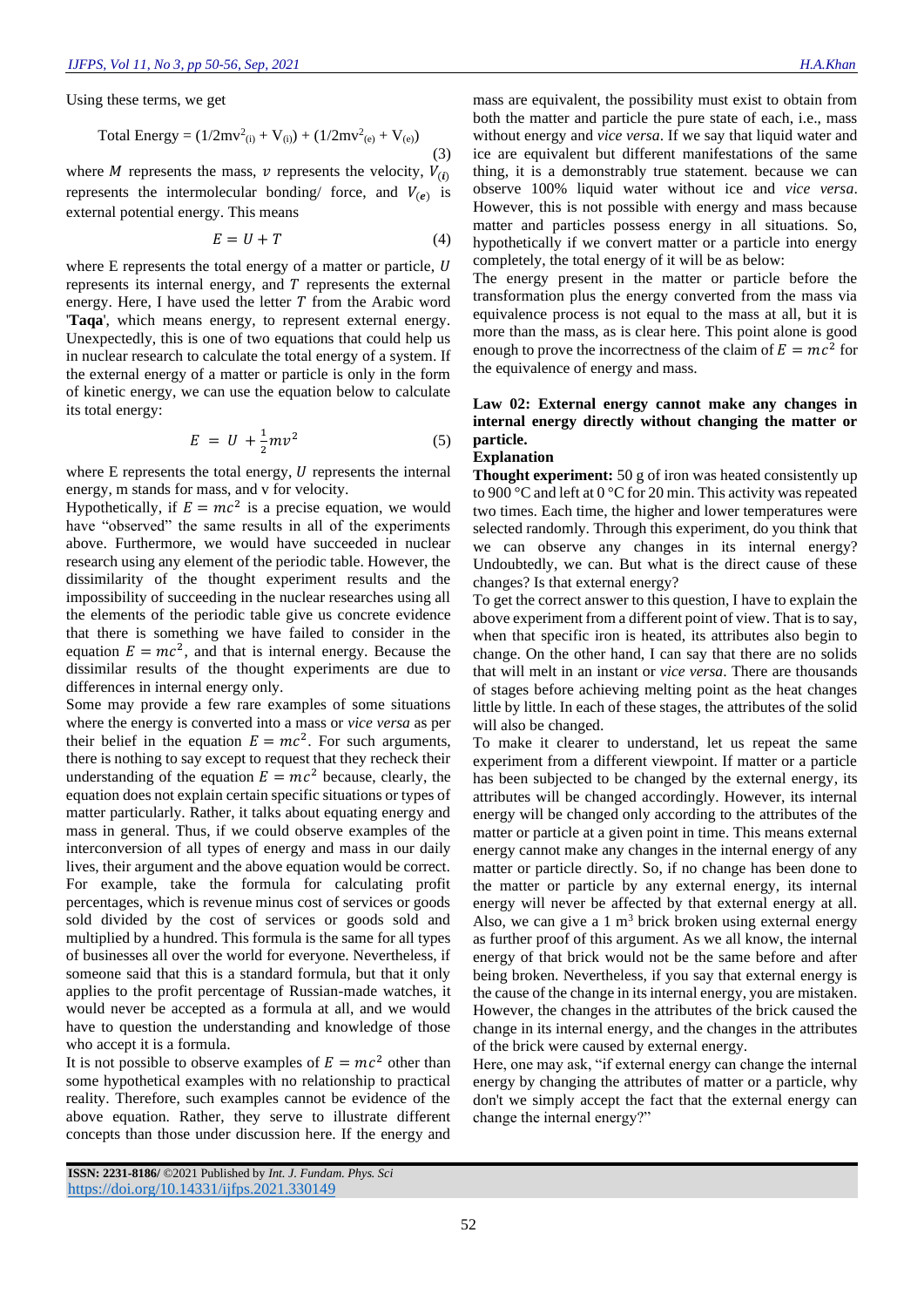Using these terms, we get

$$\text{Total Energy} = (1/2mv^2_{(i)} + V_{(i)}) + (1/2mv^2_{(e)} + V_{(e)}) \tag{3}$$

where $M$ represents the mass, $v$ represents the velocity, $V_{(i)}$ represents the intermolecular bonding/ force, and $V_{(e)}$ is external potential energy. This means

$$E = U + T \tag{4}$$

where E represents the total energy of a matter or particle, $U$ represents its internal energy, and $T$ represents the external energy. Here, I have used the letter $T$ from the Arabic word '**Taqa**', which means energy, to represent external energy. Unexpectedly, this is one of two equations that could help us in nuclear research to calculate the total energy of a system. If the external energy of a matter or particle is only in the form of kinetic energy, we can use the equation below to calculate its total energy:

$$E = U + \frac{1}{2}mv^2 \tag{5}$$

where E represents the total energy, $U$ represents the internal energy, m stands for mass, and v for velocity.

Hypothetically, if $E = mc^2$ is a precise equation, we would have "observed" the same results in all of the experiments above. Furthermore, we would have succeeded in nuclear research using any element of the periodic table. However, the dissimilarity of the thought experiment results and the impossibility of succeeding in the nuclear researches using all the elements of the periodic table give us concrete evidence that there is something we have failed to consider in the equation $E = mc^2$, and that is internal energy. Because the dissimilar results of the thought experiments are due to differences in internal energy only.

Some may provide a few rare examples of some situations where the energy is converted into a mass or *vice versa* as per their belief in the equation $E = mc^2$. For such arguments, there is nothing to say except to request that they recheck their understanding of the equation $E = mc^2$ because, clearly, the equation does not explain certain specific situations or types of matter particularly. Rather, it talks about equating energy and mass in general. Thus, if we could observe examples of the interconversion of all types of energy and mass in our daily lives, their argument and the above equation would be correct. For example, take the formula for calculating profit percentages, which is revenue minus cost of services or goods sold divided by the cost of services or goods sold and multiplied by a hundred. This formula is the same for all types of businesses all over the world for everyone. Nevertheless, if someone said that this is a standard formula, but that it only applies to the profit percentage of Russian-made watches, it would never be accepted as a formula at all, and we would have to question the understanding and knowledge of those who accept it is a formula.

It is not possible to observe examples of $E = mc^2$ other than some hypothetical examples with no relationship to practical reality. Therefore, such examples cannot be evidence of the above equation. Rather, they serve to illustrate different concepts than those under discussion here. If the energy and mass are equivalent, the possibility must exist to obtain from both the matter and particle the pure state of each, i.e., mass without energy and *vice versa*. If we say that liquid water and ice are equivalent but different manifestations of the same thing, it is a demonstrably true statement. because we can observe 100% liquid water without ice and *vice versa*. However, this is not possible with energy and mass because matter and particles possess energy in all situations. So, hypothetically if we convert matter or a particle into energy completely, the total energy of it will be as below:

The energy present in the matter or particle before the transformation plus the energy converted from the mass via equivalence process is not equal to the mass at all, but it is more than the mass, as is clear here. This point alone is good enough to prove the incorrectness of the claim of $E = mc^2$ for the equivalence of energy and mass.

**Law 02: External energy cannot make any changes in internal energy directly without changing the matter or particle.**

**Explanation**

**Thought experiment:** 50 g of iron was heated consistently up to 900 °C and left at 0 °C for 20 min. This activity was repeated two times. Each time, the higher and lower temperatures were selected randomly. Through this experiment, do you think that we can observe any changes in its internal energy? Undoubtedly, we can. But what is the direct cause of these changes? Is that external energy?

To get the correct answer to this question, I have to explain the above experiment from a different point of view. That is to say, when that specific iron is heated, its attributes also begin to change. On the other hand, I can say that there are no solids that will melt in an instant or *vice versa*. There are thousands of stages before achieving melting point as the heat changes little by little. In each of these stages, the attributes of the solid will also be changed.

To make it clearer to understand, let us repeat the same experiment from a different viewpoint. If matter or a particle has been subjected to be changed by the external energy, its attributes will be changed accordingly. However, its internal energy will be changed only according to the attributes of the matter or particle at a given point in time. This means external energy cannot make any changes in the internal energy of any matter or particle directly. So, if no change has been done to the matter or particle by any external energy, its internal energy will never be affected by that external energy at all. Also, we can give a 1 m³ brick broken using external energy as further proof of this argument. As we all know, the internal energy of that brick would not be the same before and after being broken. Nevertheless, if you say that external energy is the cause of the change in its internal energy, you are mistaken. However, the changes in the attributes of the brick caused the change in its internal energy, and the changes in the attributes of the brick were caused by external energy.

Here, one may ask, "if external energy can change the internal energy by changing the attributes of matter or a particle, why don't we simply accept the fact that the external energy can change the internal energy?"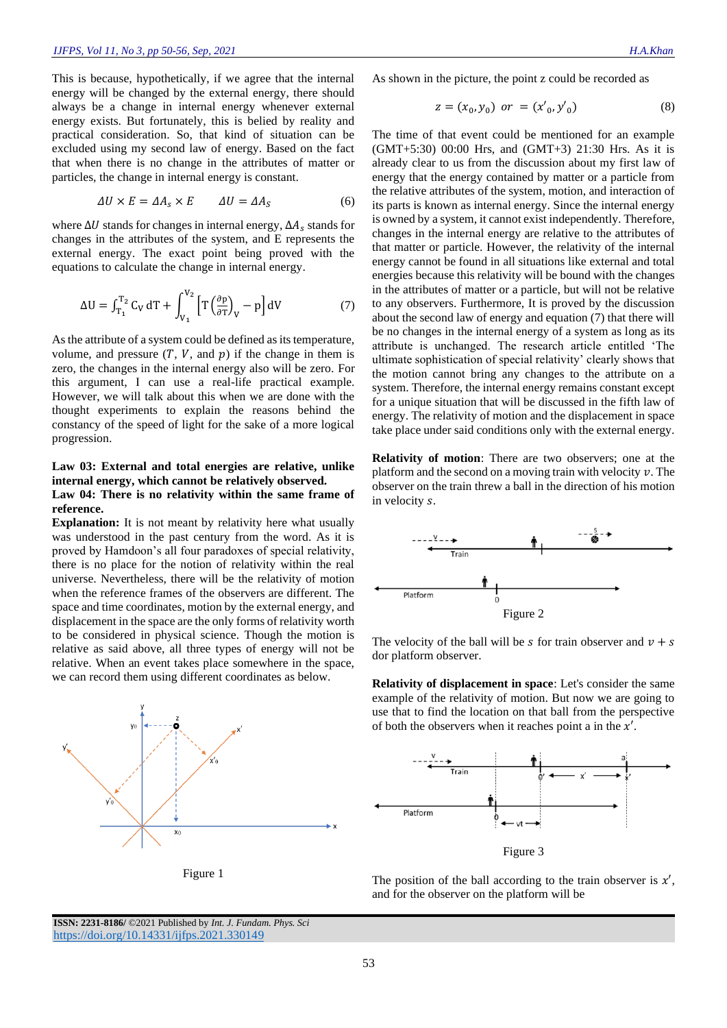This is because, hypothetically, if we agree that the internal energy will be changed by the external energy, there should always be a change in internal energy whenever external energy exists. But fortunately, this is belied by reality and practical consideration. So, that kind of situation can be excluded using my second law of energy. Based on the fact that when there is no change in the attributes of matter or particles, the change in internal energy is constant.

$$\Delta U \times E = \Delta A_s \times E \qquad \Delta U = \Delta A_S \tag{6}$$

where $\Delta U$ stands for changes in internal energy, $\Delta A_s$ stands for changes in the attributes of the system, and E represents the external energy. The exact point being proved with the equations to calculate the change in internal energy.

$$\Delta U = \int_{T_1}^{T_2} C_V \, dT + \int_{V_1}^{V_2} \left[ T \left( \frac{\partial p}{\partial T} \right)_V - p \right] dV \tag{7}$$

As the attribute of a system could be defined as its temperature, volume, and pressure ($T$, $V$, and $p$) if the change in them is zero, the changes in the internal energy also will be zero. For this argument, I can use a real-life practical example. However, we will talk about this when we are done with the thought experiments to explain the reasons behind the constancy of the speed of light for the sake of a more logical progression.

**Law 03: External and total energies are relative, unlike internal energy, which cannot be relatively observed.**

**Law 04: There is no relativity within the same frame of reference.**

**Explanation:** It is not meant by relativity here what usually was understood in the past century from the word. As it is proved by Hamdoon's all four paradoxes of special relativity, there is no place for the notion of relativity within the real universe. Nevertheless, there will be the relativity of motion when the reference frames of the observers are different. The space and time coordinates, motion by the external energy, and displacement in the space are the only forms of relativity worth to be considered in physical science. Though the motion is relative as said above, all three types of energy will not be relative. When an event takes place somewhere in the space, we can record them using different coordinates as below.

Figure 1

As shown in the picture, the point z could be recorded as

$$z = (x_0, y_0) \;\; or \;\; = (x'_0, y'_0) \tag{8}$$

The time of that event could be mentioned for an example (GMT+5:30) 00:00 Hrs, and (GMT+3) 21:30 Hrs. As it is already clear to us from the discussion about my first law of energy that the energy contained by matter or a particle from the relative attributes of the system, motion, and interaction of its parts is known as internal energy. Since the internal energy is owned by a system, it cannot exist independently. Therefore, changes in the internal energy are relative to the attributes of that matter or particle. However, the relativity of the internal energy cannot be found in all situations like external and total energies because this relativity will be bound with the changes in the attributes of matter or a particle, but will not be relative to any observers. Furthermore, It is proved by the discussion about the second law of energy and equation (7) that there will be no changes in the internal energy of a system as long as its attribute is unchanged. The research article entitled 'The ultimate sophistication of special relativity' clearly shows that the motion cannot bring any changes to the attribute on a system. Therefore, the internal energy remains constant except for a unique situation that will be discussed in the fifth law of energy. The relativity of motion and the displacement in space take place under said conditions only with the external energy.

**Relativity of motion**: There are two observers; one at the platform and the second on a moving train with velocity $v$. The observer on the train threw a ball in the direction of his motion in velocity $s$.

Figure 2

The velocity of the ball will be $s$ for train observer and $v + s$ dor platform observer.

**Relativity of displacement in space**: Let's consider the same example of the relativity of motion. But now we are going to use that to find the location on that ball from the perspective of both the observers when it reaches point a in the $x'$.

Figure 3

The position of the ball according to the train observer is $x'$, and for the observer on the platform will be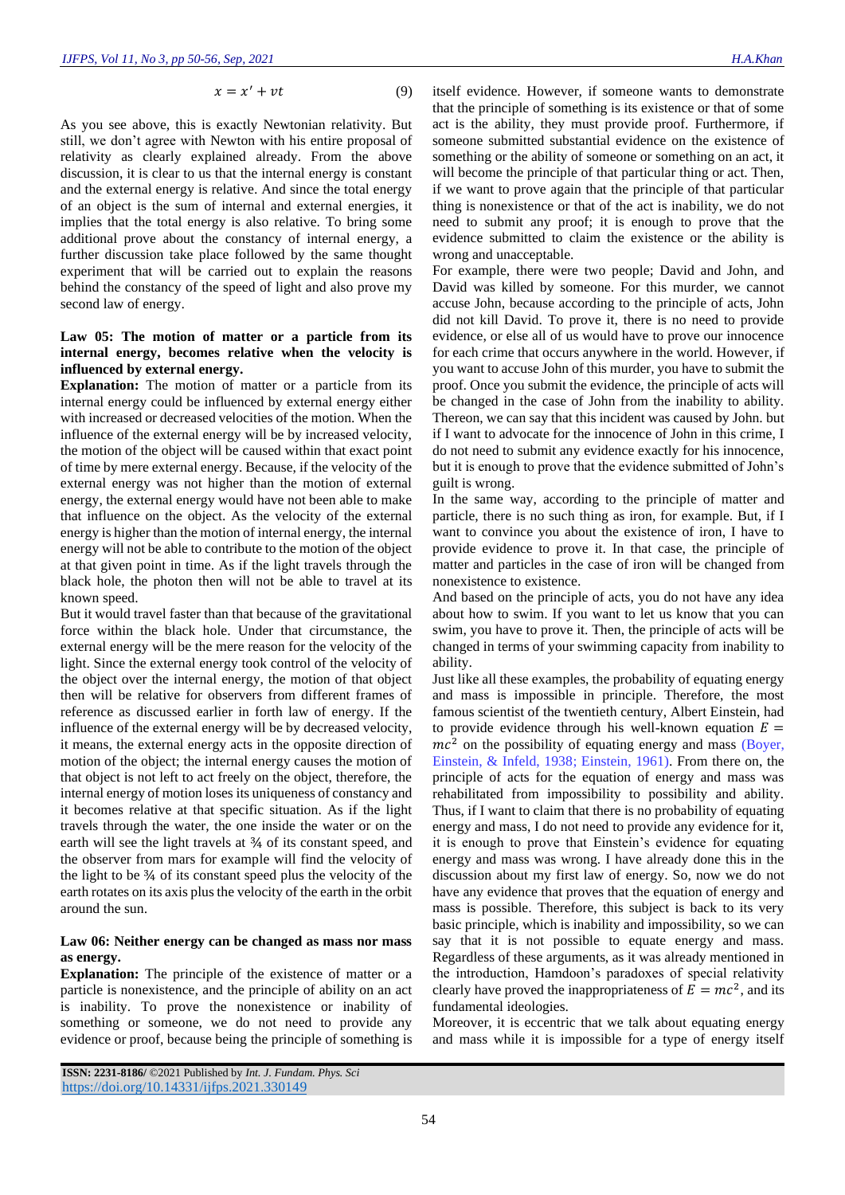$$x = x' + vt \tag{9}$$

As you see above, this is exactly Newtonian relativity. But still, we don't agree with Newton with his entire proposal of relativity as clearly explained already. From the above discussion, it is clear to us that the internal energy is constant and the external energy is relative. And since the total energy of an object is the sum of internal and external energies, it implies that the total energy is also relative. To bring some additional prove about the constancy of internal energy, a further discussion take place followed by the same thought experiment that will be carried out to explain the reasons behind the constancy of the speed of light and also prove my second law of energy.

**Law 05: The motion of matter or a particle from its internal energy, becomes relative when the velocity is influenced by external energy.**

**Explanation:** The motion of matter or a particle from its internal energy could be influenced by external energy either with increased or decreased velocities of the motion. When the influence of the external energy will be by increased velocity, the motion of the object will be caused within that exact point of time by mere external energy. Because, if the velocity of the external energy was not higher than the motion of external energy, the external energy would have not been able to make that influence on the object. As the velocity of the external energy is higher than the motion of internal energy, the internal energy will not be able to contribute to the motion of the object at that given point in time. As if the light travels through the black hole, the photon then will not be able to travel at its known speed.

But it would travel faster than that because of the gravitational force within the black hole. Under that circumstance, the external energy will be the mere reason for the velocity of the light. Since the external energy took control of the velocity of the object over the internal energy, the motion of that object then will be relative for observers from different frames of reference as discussed earlier in forth law of energy. If the influence of the external energy will be by decreased velocity, it means, the external energy acts in the opposite direction of motion of the object; the internal energy causes the motion of that object is not left to act freely on the object, therefore, the internal energy of motion loses its uniqueness of constancy and it becomes relative at that specific situation. As if the light travels through the water, the one inside the water or on the earth will see the light travels at ¾ of its constant speed, and the observer from mars for example will find the velocity of the light to be ¾ of its constant speed plus the velocity of the earth rotates on its axis plus the velocity of the earth in the orbit around the sun.

**Law 06: Neither energy can be changed as mass nor mass as energy.**

**Explanation:** The principle of the existence of matter or a particle is nonexistence, and the principle of ability on an act is inability. To prove the nonexistence or inability of something or someone, we do not need to provide any evidence or proof, because being the principle of something is itself evidence. However, if someone wants to demonstrate that the principle of something is its existence or that of some act is the ability, they must provide proof. Furthermore, if someone submitted substantial evidence on the existence of something or the ability of someone or something on an act, it will become the principle of that particular thing or act. Then, if we want to prove again that the principle of that particular thing is nonexistence or that of the act is inability, we do not need to submit any proof; it is enough to prove that the evidence submitted to claim the existence or the ability is wrong and unacceptable.

For example, there were two people; David and John, and David was killed by someone. For this murder, we cannot accuse John, because according to the principle of acts, John did not kill David. To prove it, there is no need to provide evidence, or else all of us would have to prove our innocence for each crime that occurs anywhere in the world. However, if you want to accuse John of this murder, you have to submit the proof. Once you submit the evidence, the principle of acts will be changed in the case of John from the inability to ability. Thereon, we can say that this incident was caused by John. but if I want to advocate for the innocence of John in this crime, I do not need to submit any evidence exactly for his innocence, but it is enough to prove that the evidence submitted of John's guilt is wrong.

In the same way, according to the principle of matter and particle, there is no such thing as iron, for example. But, if I want to convince you about the existence of iron, I have to provide evidence to prove it. In that case, the principle of matter and particles in the case of iron will be changed from nonexistence to existence.

And based on the principle of acts, you do not have any idea about how to swim. If you want to let us know that you can swim, you have to prove it. Then, the principle of acts will be changed in terms of your swimming capacity from inability to ability.

Just like all these examples, the probability of equating energy and mass is impossible in principle. Therefore, the most famous scientist of the twentieth century, Albert Einstein, had to provide evidence through his well-known equation $E = mc^2$ on the possibility of equating energy and mass (Boyer, Einstein, & Infeld, 1938; Einstein, 1961). From there on, the principle of acts for the equation of energy and mass was rehabilitated from impossibility to possibility and ability. Thus, if I want to claim that there is no probability of equating energy and mass, I do not need to provide any evidence for it, it is enough to prove that Einstein's evidence for equating energy and mass was wrong. I have already done this in the discussion about my first law of energy. So, now we do not have any evidence that proves that the equation of energy and mass is possible. Therefore, this subject is back to its very basic principle, which is inability and impossibility, so we can say that it is not possible to equate energy and mass. Regardless of these arguments, as it was already mentioned in the introduction, Hamdoon's paradoxes of special relativity clearly have proved the inappropriateness of $E = mc^2$, and its fundamental ideologies.

Moreover, it is eccentric that we talk about equating energy and mass while it is impossible for a type of energy itself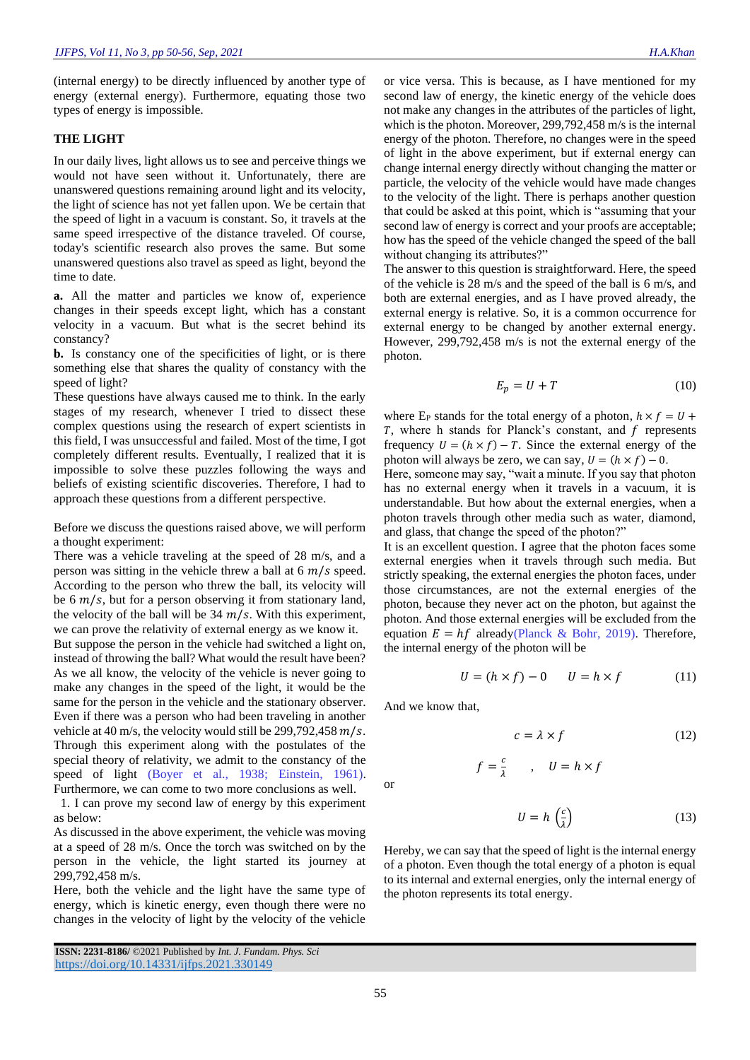(internal energy) to be directly influenced by another type of energy (external energy). Furthermore, equating those two types of energy is impossible.

## THE LIGHT

In our daily lives, light allows us to see and perceive things we would not have seen without it. Unfortunately, there are unanswered questions remaining around light and its velocity, the light of science has not yet fallen upon. We be certain that the speed of light in a vacuum is constant. So, it travels at the same speed irrespective of the distance traveled. Of course, today's scientific research also proves the same. But some unanswered questions also travel as speed as light, beyond the time to date.

**a.** All the matter and particles we know of, experience changes in their speeds except light, which has a constant velocity in a vacuum. But what is the secret behind its constancy?

**b.** Is constancy one of the specificities of light, or is there something else that shares the quality of constancy with the speed of light?

These questions have always caused me to think. In the early stages of my research, whenever I tried to dissect these complex questions using the research of expert scientists in this field, I was unsuccessful and failed. Most of the time, I got completely different results. Eventually, I realized that it is impossible to solve these puzzles following the ways and beliefs of existing scientific discoveries. Therefore, I had to approach these questions from a different perspective.

Before we discuss the questions raised above, we will perform a thought experiment:

There was a vehicle traveling at the speed of 28 m/s, and a person was sitting in the vehicle threw a ball at 6 $m/s$ speed. According to the person who threw the ball, its velocity will be 6 $m/s$, but for a person observing it from stationary land, the velocity of the ball will be 34 $m/s$. With this experiment, we can prove the relativity of external energy as we know it.

But suppose the person in the vehicle had switched a light on, instead of throwing the ball? What would the result have been? As we all know, the velocity of the vehicle is never going to make any changes in the speed of the light, it would be the same for the person in the vehicle and the stationary observer. Even if there was a person who had been traveling in another vehicle at 40 m/s, the velocity would still be 299,792,458 $m/s$. Through this experiment along with the postulates of the special theory of relativity, we admit to the constancy of the speed of light (Boyer et al., 1938; Einstein, 1961). Furthermore, we can come to two more conclusions as well.

1. I can prove my second law of energy by this experiment as below:

As discussed in the above experiment, the vehicle was moving at a speed of 28 m/s. Once the torch was switched on by the person in the vehicle, the light started its journey at 299,792,458 m/s.

Here, both the vehicle and the light have the same type of energy, which is kinetic energy, even though there were no changes in the velocity of light by the velocity of the vehicle or vice versa. This is because, as I have mentioned for my second law of energy, the kinetic energy of the vehicle does not make any changes in the attributes of the particles of light, which is the photon. Moreover, 299,792,458 m/s is the internal energy of the photon. Therefore, no changes were in the speed of light in the above experiment, but if external energy can change internal energy directly without changing the matter or particle, the velocity of the vehicle would have made changes to the velocity of the light. There is perhaps another question that could be asked at this point, which is "assuming that your second law of energy is correct and your proofs are acceptable; how has the speed of the vehicle changed the speed of the ball without changing its attributes?"

The answer to this question is straightforward. Here, the speed of the vehicle is 28 m/s and the speed of the ball is 6 m/s, and both are external energies, and as I have proved already, the external energy is relative. So, it is a common occurrence for external energy to be changed by another external energy. However, 299,792,458 m/s is not the external energy of the photon.

$$E_p = U + T \tag{10}$$

where $E_P$ stands for the total energy of a photon, $h \times f = U + T$, where h stands for Planck's constant, and $f$ represents frequency $U = (h \times f) - T$. Since the external energy of the photon will always be zero, we can say, $U = (h \times f) - 0$.

Here, someone may say, "wait a minute. If you say that photon has no external energy when it travels in a vacuum, it is understandable. But how about the external energies, when a photon travels through other media such as water, diamond, and glass, that change the speed of the photon?"

It is an excellent question. I agree that the photon faces some external energies when it travels through such media. But strictly speaking, the external energies the photon faces, under those circumstances, are not the external energies of the photon, because they never act on the photon, but against the photon. And those external energies will be excluded from the equation $E = hf$ already(Planck & Bohr, 2019). Therefore, the internal energy of the photon will be

$$U = (h \times f) - 0 \qquad U = h \times f \tag{11}$$

And we know that,

$$c = \lambda \times f \tag{12}$$

$$f = \frac{c}{\lambda} \quad , \quad U = h \times f$$

or

$$U = h\left(\frac{c}{\lambda}\right) \tag{13}$$

Hereby, we can say that the speed of light is the internal energy of a photon. Even though the total energy of a photon is equal to its internal and external energies, only the internal energy of the photon represents its total energy.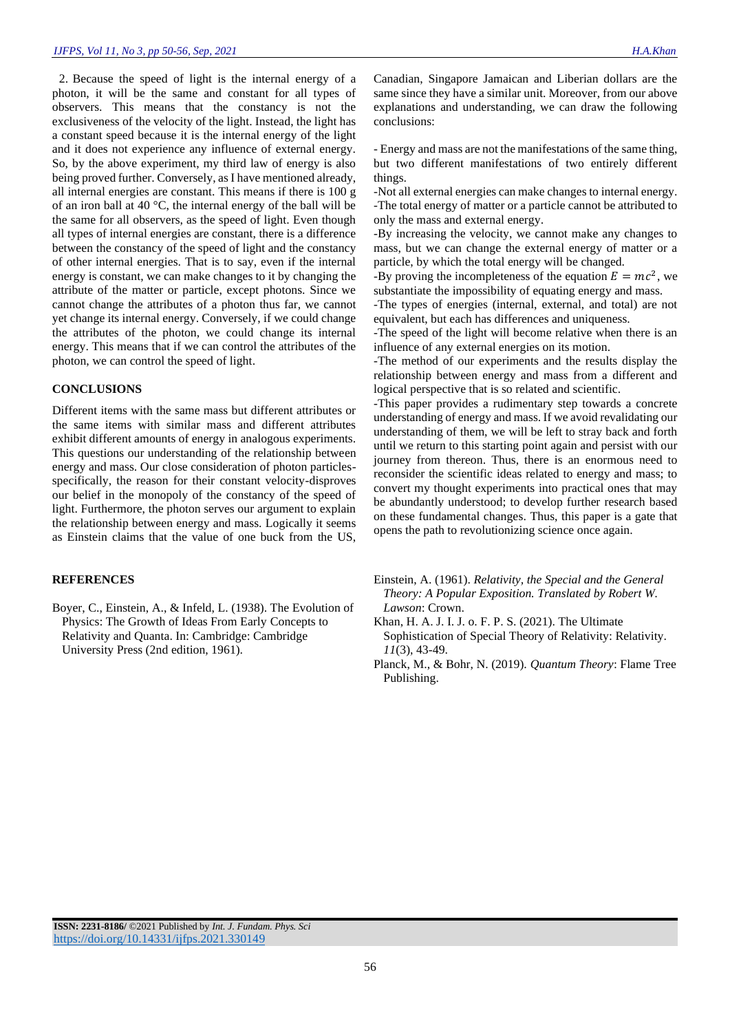2. Because the speed of light is the internal energy of a photon, it will be the same and constant for all types of observers. This means that the constancy is not the exclusiveness of the velocity of the light. Instead, the light has a constant speed because it is the internal energy of the light and it does not experience any influence of external energy. So, by the above experiment, my third law of energy is also being proved further. Conversely, as I have mentioned already, all internal energies are constant. This means if there is 100 g of an iron ball at 40 °C, the internal energy of the ball will be the same for all observers, as the speed of light. Even though all types of internal energies are constant, there is a difference between the constancy of the speed of light and the constancy of other internal energies. That is to say, even if the internal energy is constant, we can make changes to it by changing the attribute of the matter or particle, except photons. Since we cannot change the attributes of a photon thus far, we cannot yet change its internal energy. Conversely, if we could change the attributes of the photon, we could change its internal energy. This means that if we can control the attributes of the photon, we can control the speed of light.

## CONCLUSIONS

Different items with the same mass but different attributes or the same items with similar mass and different attributes exhibit different amounts of energy in analogous experiments. This questions our understanding of the relationship between energy and mass. Our close consideration of photon particles-specifically, the reason for their constant velocity-disproves our belief in the monopoly of the constancy of the speed of light. Furthermore, the photon serves our argument to explain the relationship between energy and mass. Logically it seems as Einstein claims that the value of one buck from the US, Canadian, Singapore Jamaican and Liberian dollars are the same since they have a similar unit. Moreover, from our above explanations and understanding, we can draw the following conclusions:

- Energy and mass are not the manifestations of the same thing, but two different manifestations of two entirely different things.
- Not all external energies can make changes to internal energy.
- The total energy of matter or a particle cannot be attributed to only the mass and external energy.
- By increasing the velocity, we cannot make any changes to mass, but we can change the external energy of matter or a particle, by which the total energy will be changed.
- By proving the incompleteness of the equation $E = mc^2$, we substantiate the impossibility of equating energy and mass.
- The types of energies (internal, external, and total) are not equivalent, but each has differences and uniqueness.
- The speed of the light will become relative when there is an influence of any external energies on its motion.
- The method of our experiments and the results display the relationship between energy and mass from a different and logical perspective that is so related and scientific.
- This paper provides a rudimentary step towards a concrete understanding of energy and mass. If we avoid revalidating our understanding of them, we will be left to stray back and forth until we return to this starting point again and persist with our journey from thereon. Thus, there is an enormous need to reconsider the scientific ideas related to energy and mass; to convert my thought experiments into practical ones that may be abundantly understood; to develop further research based on these fundamental changes. Thus, this paper is a gate that opens the path to revolutionizing science once again.

## REFERENCES

Boyer, C., Einstein, A., & Infeld, L. (1938). The Evolution of Physics: The Growth of Ideas From Early Concepts to Relativity and Quanta. In: Cambridge: Cambridge University Press (2nd edition, 1961).

Einstein, A. (1961). *Relativity, the Special and the General Theory: A Popular Exposition. Translated by Robert W. Lawson*: Crown.

Khan, H. A. J. I. J. o. F. P. S. (2021). The Ultimate Sophistication of Special Theory of Relativity: Relativity. *11*(3), 43-49.

Planck, M., & Bohr, N. (2019). *Quantum Theory*: Flame Tree Publishing.